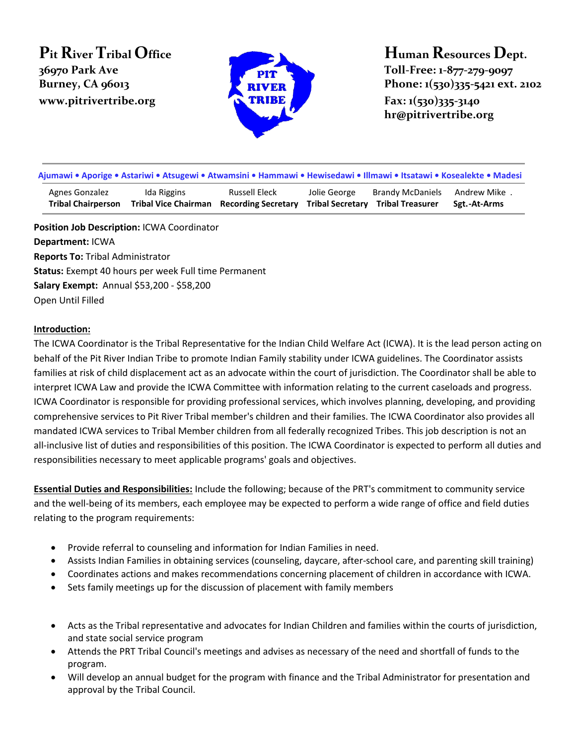**Pit River Tribal Office**
36970 Park Ave
Burney, CA 96013
www.pitrivertribe.org

**Human Resources Dept.**
Toll-Free: 1-877-279-9097
Phone: 1(530)335-5421 ext. 2102
Fax: 1(530)335-3140
hr@pitrivertribe.org

Ajumawi • Aporige • Astariwi • Atsugewi • Atwamsini • Hammawi • Hewisedawi • Illmawi • Itsatawi • Kosealekte • Madesi

| Agnes Gonzalez | Ida Riggins | Russell Eleck | Jolie George | Brandy McDaniels | Andrew Mike |
|---|---|---|---|---|---|
| **Tribal Chairperson** | **Tribal Vice Chairman** | **Recording Secretary** | **Tribal Secretary** | **Tribal Treasurer** | **Sgt.-At-Arms** |

**Position Job Description:** ICWA Coordinator
**Department:** ICWA
**Reports To:** Tribal Administrator
**Status:** Exempt 40 hours per week Full time Permanent
**Salary Exempt:** Annual $53,200 - $58,200
Open Until Filled

**Introduction:**

The ICWA Coordinator is the Tribal Representative for the Indian Child Welfare Act (ICWA). It is the lead person acting on behalf of the Pit River Indian Tribe to promote Indian Family stability under ICWA guidelines. The Coordinator assists families at risk of child displacement act as an advocate within the court of jurisdiction. The Coordinator shall be able to interpret ICWA Law and provide the ICWA Committee with information relating to the current caseloads and progress. ICWA Coordinator is responsible for providing professional services, which involves planning, developing, and providing comprehensive services to Pit River Tribal member's children and their families. The ICWA Coordinator also provides all mandated ICWA services to Tribal Member children from all federally recognized Tribes. This job description is not an all-inclusive list of duties and responsibilities of this position. The ICWA Coordinator is expected to perform all duties and responsibilities necessary to meet applicable programs' goals and objectives.

**Essential Duties and Responsibilities:** Include the following; because of the PRT's commitment to community service and the well-being of its members, each employee may be expected to perform a wide range of office and field duties relating to the program requirements:

- Provide referral to counseling and information for Indian Families in need.
- Assists Indian Families in obtaining services (counseling, daycare, after-school care, and parenting skill training)
- Coordinates actions and makes recommendations concerning placement of children in accordance with ICWA.
- Sets family meetings up for the discussion of placement with family members

- Acts as the Tribal representative and advocates for Indian Children and families within the courts of jurisdiction, and state social service program
- Attends the PRT Tribal Council's meetings and advises as necessary of the need and shortfall of funds to the program.
- Will develop an annual budget for the program with finance and the Tribal Administrator for presentation and approval by the Tribal Council.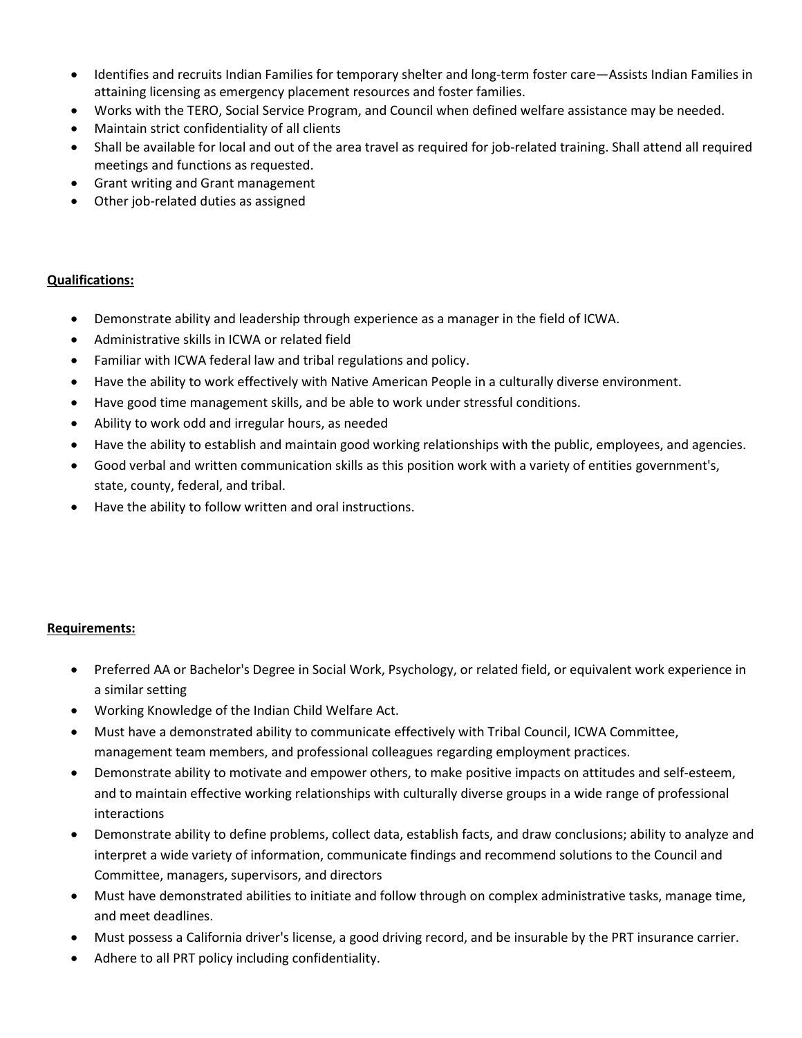- Identifies and recruits Indian Families for temporary shelter and long-term foster care—Assists Indian Families in attaining licensing as emergency placement resources and foster families.
- Works with the TERO, Social Service Program, and Council when defined welfare assistance may be needed.
- Maintain strict confidentiality of all clients
- Shall be available for local and out of the area travel as required for job-related training. Shall attend all required meetings and functions as requested.
- Grant writing and Grant management
- Other job-related duties as assigned

**Qualifications:**

- Demonstrate ability and leadership through experience as a manager in the field of ICWA.
- Administrative skills in ICWA or related field
- Familiar with ICWA federal law and tribal regulations and policy.
- Have the ability to work effectively with Native American People in a culturally diverse environment.
- Have good time management skills, and be able to work under stressful conditions.
- Ability to work odd and irregular hours, as needed
- Have the ability to establish and maintain good working relationships with the public, employees, and agencies.
- Good verbal and written communication skills as this position work with a variety of entities government's, state, county, federal, and tribal.
- Have the ability to follow written and oral instructions.

**Requirements:**

- Preferred AA or Bachelor's Degree in Social Work, Psychology, or related field, or equivalent work experience in a similar setting
- Working Knowledge of the Indian Child Welfare Act.
- Must have a demonstrated ability to communicate effectively with Tribal Council, ICWA Committee, management team members, and professional colleagues regarding employment practices.
- Demonstrate ability to motivate and empower others, to make positive impacts on attitudes and self-esteem, and to maintain effective working relationships with culturally diverse groups in a wide range of professional interactions
- Demonstrate ability to define problems, collect data, establish facts, and draw conclusions; ability to analyze and interpret a wide variety of information, communicate findings and recommend solutions to the Council and Committee, managers, supervisors, and directors
- Must have demonstrated abilities to initiate and follow through on complex administrative tasks, manage time, and meet deadlines.
- Must possess a California driver's license, a good driving record, and be insurable by the PRT insurance carrier.
- Adhere to all PRT policy including confidentiality.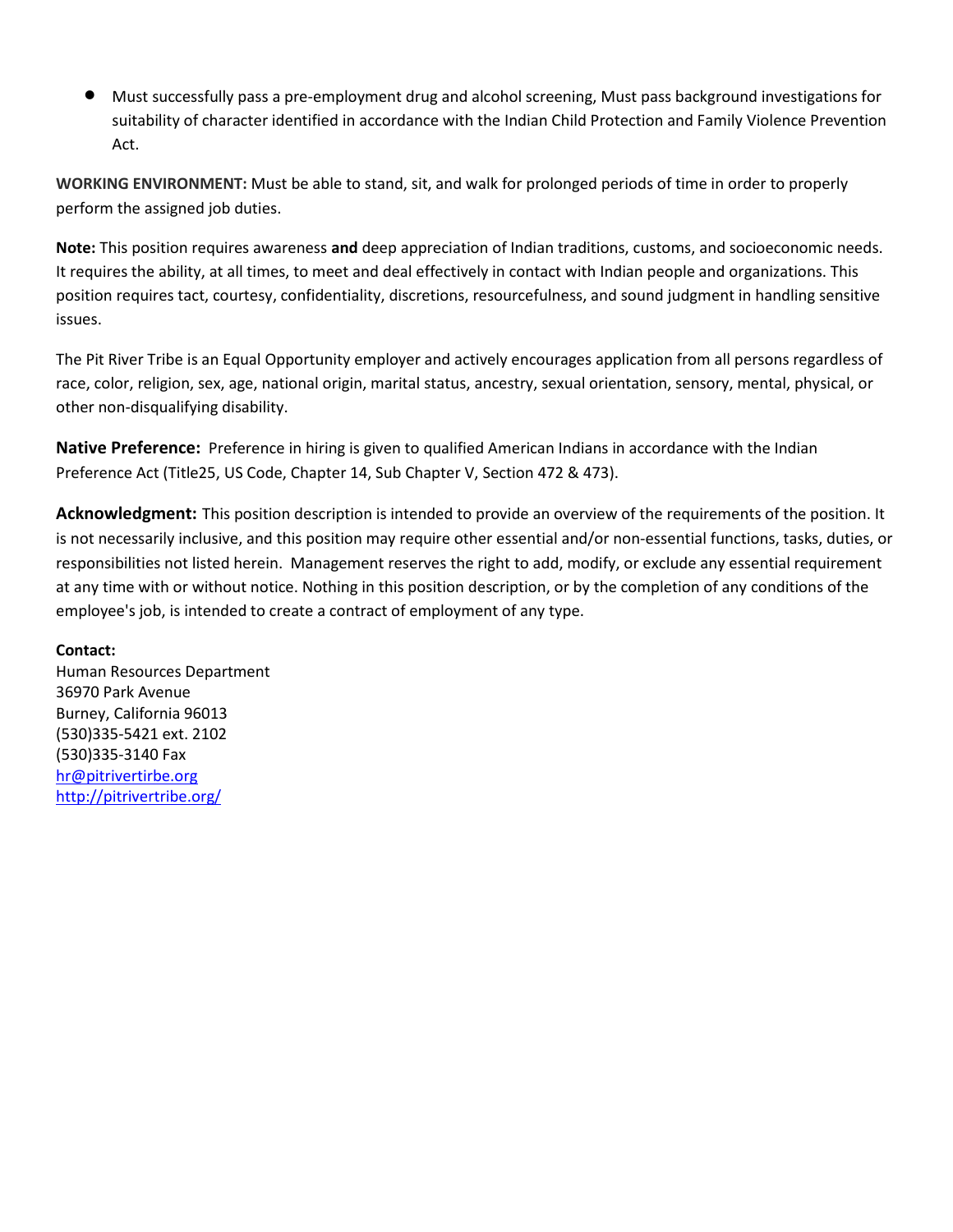- Must successfully pass a pre-employment drug and alcohol screening, Must pass background investigations for suitability of character identified in accordance with the Indian Child Protection and Family Violence Prevention Act.

**WORKING ENVIRONMENT:** Must be able to stand, sit, and walk for prolonged periods of time in order to properly perform the assigned job duties.

**Note:** This position requires awareness **and** deep appreciation of Indian traditions, customs, and socioeconomic needs. It requires the ability, at all times, to meet and deal effectively in contact with Indian people and organizations. This position requires tact, courtesy, confidentiality, discretions, resourcefulness, and sound judgment in handling sensitive issues.

The Pit River Tribe is an Equal Opportunity employer and actively encourages application from all persons regardless of race, color, religion, sex, age, national origin, marital status, ancestry, sexual orientation, sensory, mental, physical, or other non-disqualifying disability.

**Native Preference:** Preference in hiring is given to qualified American Indians in accordance with the Indian Preference Act (Title25, US Code, Chapter 14, Sub Chapter V, Section 472 & 473).

**Acknowledgment:** This position description is intended to provide an overview of the requirements of the position. It is not necessarily inclusive, and this position may require other essential and/or non-essential functions, tasks, duties, or responsibilities not listed herein. Management reserves the right to add, modify, or exclude any essential requirement at any time with or without notice. Nothing in this position description, or by the completion of any conditions of the employee's job, is intended to create a contract of employment of any type.

**Contact:**
Human Resources Department
36970 Park Avenue
Burney, California 96013
(530)335-5421 ext. 2102
(530)335-3140 Fax
hr@pitrivertirbe.org
http://pitrivertribe.org/